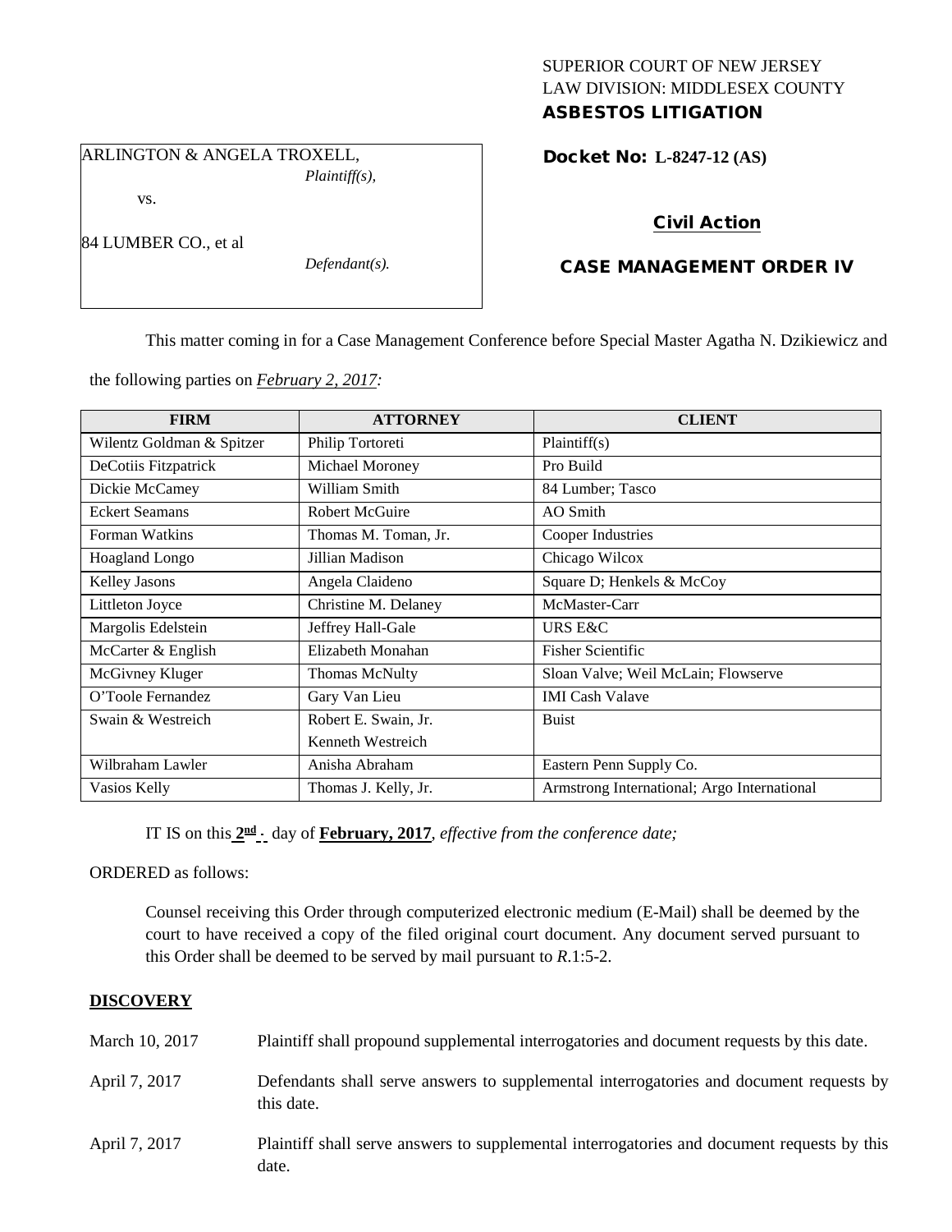SUPERIOR COURT OF NEW JERSEY
LAW DIVISION: MIDDLESEX COUNTY
**ASBESTOS LITIGATION**

ARLINGTON & ANGELA TROXELL,
*Plaintiff(s),*

vs.

84 LUMBER CO., et al
*Defendant(s).*

**Docket No: L-8247-12 (AS)**

**Civil Action**

**CASE MANAGEMENT ORDER IV**

This matter coming in for a Case Management Conference before Special Master Agatha N. Dzikiewicz and the following parties on ***February 2, 2017:***

| FIRM | ATTORNEY | CLIENT |
|---|---|---|
| Wilentz Goldman & Spitzer | Philip Tortoreti | Plaintiff(s) |
| DeCotiis Fitzpatrick | Michael Moroney | Pro Build |
| Dickie McCamey | William Smith | 84 Lumber; Tasco |
| Eckert Seamans | Robert McGuire | AO Smith |
| Forman Watkins | Thomas M. Toman, Jr. | Cooper Industries |
| Hoagland Longo | Jillian Madison | Chicago Wilcox |
| Kelley Jasons | Angela Claideno | Square D; Henkels & McCoy |
| Littleton Joyce | Christine M. Delaney | McMaster-Carr |
| Margolis Edelstein | Jeffrey Hall-Gale | URS E&C |
| McCarter & English | Elizabeth Monahan | Fisher Scientific |
| McGivney Kluger | Thomas McNulty | Sloan Valve; Weil McLain; Flowserve |
| O'Toole Fernandez | Gary Van Lieu | IMI Cash Valave |
| Swain & Westreich | Robert E. Swain, Jr.<br>Kenneth Westreich | Buist |
| Wilbraham Lawler | Anisha Abraham | Eastern Penn Supply Co. |
| Vasios Kelly | Thomas J. Kelly, Jr. | Armstrong International; Argo International |

IT IS on this **2nd** day of **February, 2017**, *effective from the conference date;*

ORDERED as follows:

Counsel receiving this Order through computerized electronic medium (E-Mail) shall be deemed by the court to have received a copy of the filed original court document. Any document served pursuant to this Order shall be deemed to be served by mail pursuant to *R*.1:5-2.

## DISCOVERY

March 10, 2017 — Plaintiff shall propound supplemental interrogatories and document requests by this date.

April 7, 2017 — Defendants shall serve answers to supplemental interrogatories and document requests by this date.

April 7, 2017 — Plaintiff shall serve answers to supplemental interrogatories and document requests by this date.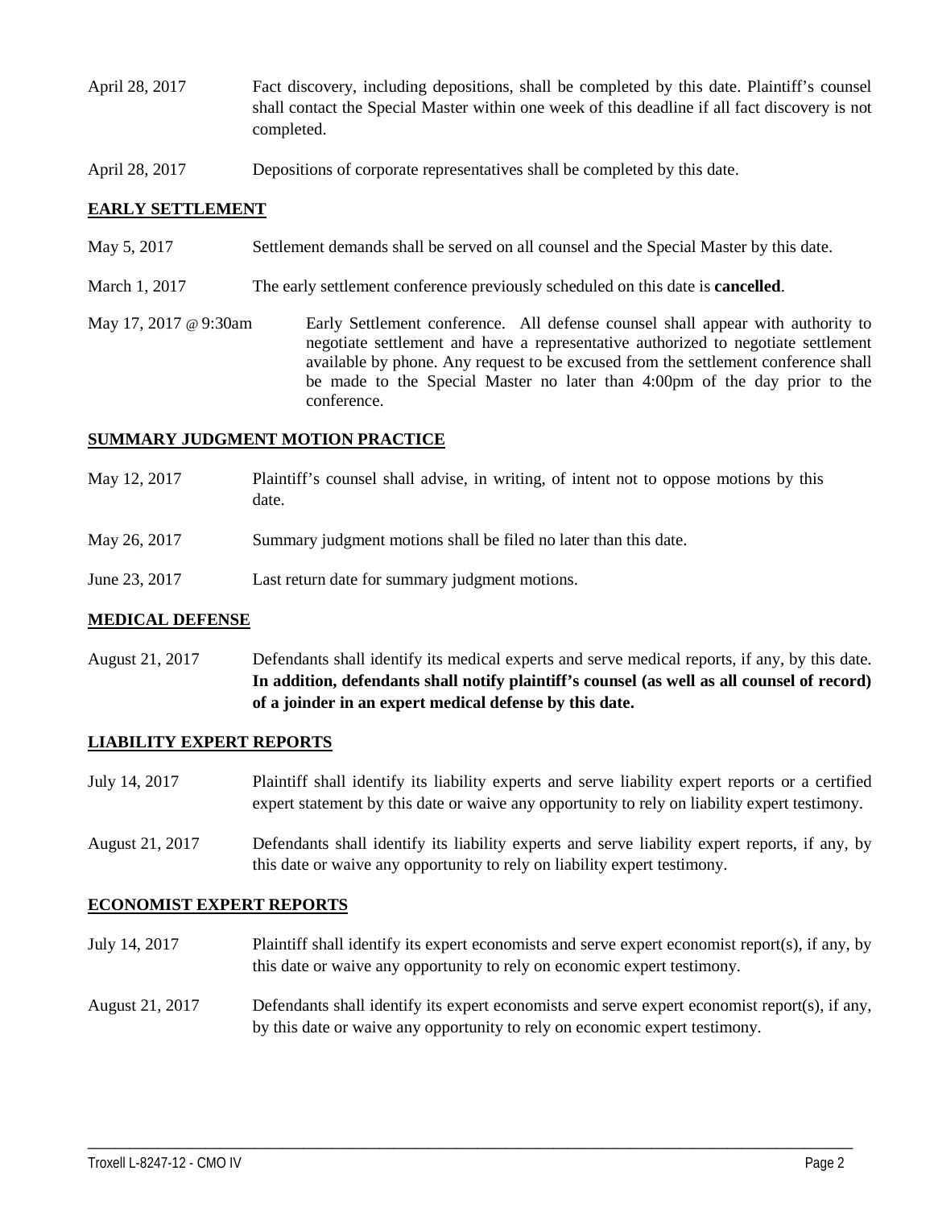April 28, 2017 Fact discovery, including depositions, shall be completed by this date. Plaintiff's counsel shall contact the Special Master within one week of this deadline if all fact discovery is not completed.

April 28, 2017 Depositions of corporate representatives shall be completed by this date.

## EARLY SETTLEMENT

May 5, 2017 Settlement demands shall be served on all counsel and the Special Master by this date.

March 1, 2017 The early settlement conference previously scheduled on this date is **cancelled**.

May 17, 2017 @ 9:30am Early Settlement conference. All defense counsel shall appear with authority to negotiate settlement and have a representative authorized to negotiate settlement available by phone. Any request to be excused from the settlement conference shall be made to the Special Master no later than 4:00pm of the day prior to the conference.

## SUMMARY JUDGMENT MOTION PRACTICE

May 12, 2017 Plaintiff's counsel shall advise, in writing, of intent not to oppose motions by this date.

May 26, 2017 Summary judgment motions shall be filed no later than this date.

June 23, 2017 Last return date for summary judgment motions.

## MEDICAL DEFENSE

August 21, 2017 Defendants shall identify its medical experts and serve medical reports, if any, by this date. **In addition, defendants shall notify plaintiff's counsel (as well as all counsel of record) of a joinder in an expert medical defense by this date.**

## LIABILITY EXPERT REPORTS

July 14, 2017 Plaintiff shall identify its liability experts and serve liability expert reports or a certified expert statement by this date or waive any opportunity to rely on liability expert testimony.

August 21, 2017 Defendants shall identify its liability experts and serve liability expert reports, if any, by this date or waive any opportunity to rely on liability expert testimony.

## ECONOMIST EXPERT REPORTS

July 14, 2017 Plaintiff shall identify its expert economists and serve expert economist report(s), if any, by this date or waive any opportunity to rely on economic expert testimony.

August 21, 2017 Defendants shall identify its expert economists and serve expert economist report(s), if any, by this date or waive any opportunity to rely on economic expert testimony.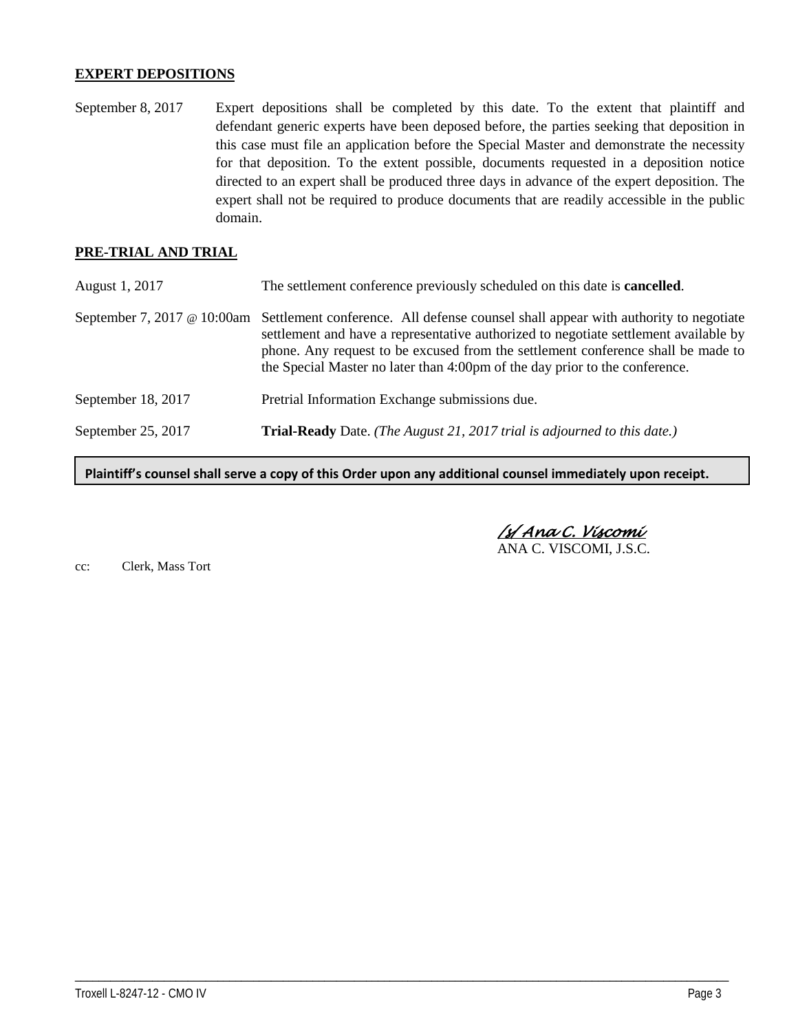**EXPERT DEPOSITIONS**

| | |
|---|---|
| September 8, 2017 | Expert depositions shall be completed by this date. To the extent that plaintiff and defendant generic experts have been deposed before, the parties seeking that deposition in this case must file an application before the Special Master and demonstrate the necessity for that deposition. To the extent possible, documents requested in a deposition notice directed to an expert shall be produced three days in advance of the expert deposition. The expert shall not be required to produce documents that are readily accessible in the public domain. |

**PRE-TRIAL AND TRIAL**

| | |
|---|---|
| August 1, 2017 | The settlement conference previously scheduled on this date is **cancelled**. |
| September 7, 2017 @ 10:00am | Settlement conference. All defense counsel shall appear with authority to negotiate settlement and have a representative authorized to negotiate settlement available by phone. Any request to be excused from the settlement conference shall be made to the Special Master no later than 4:00pm of the day prior to the conference. |
| September 18, 2017 | Pretrial Information Exchange submissions due. |
| September 25, 2017 | **Trial-Ready** Date. *(The August 21, 2017 trial is adjourned to this date.)* |

**Plaintiff's counsel shall serve a copy of this Order upon any additional counsel immediately upon receipt.**

*/s/ Ana C. Viscomi*
ANA C. VISCOMI, J.S.C.

cc: Clerk, Mass Tort

Troxell L-8247-12 - CMO IV